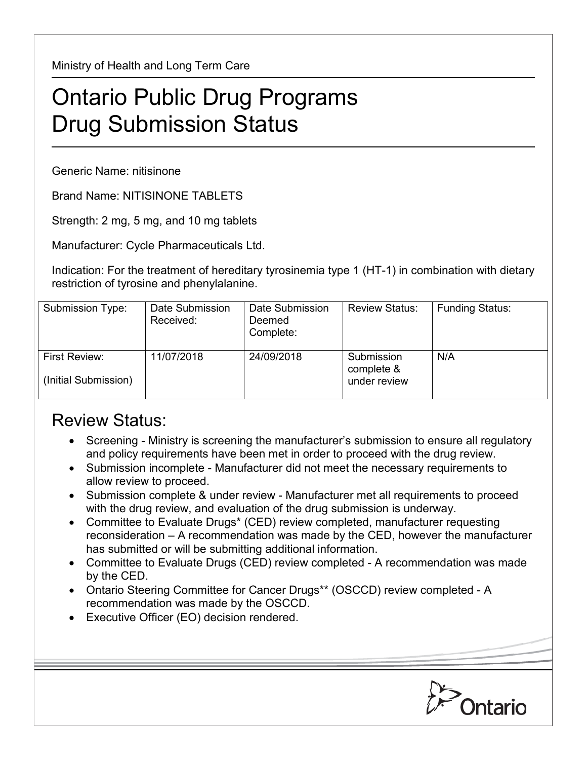Ministry of Health and Long Term Care

# Ontario Public Drug Programs
# Drug Submission Status

Generic Name: nitisinone

Brand Name: NITISINONE TABLETS

Strength: 2 mg, 5 mg, and 10 mg tablets

Manufacturer: Cycle Pharmaceuticals Ltd.

Indication: For the treatment of hereditary tyrosinemia type 1 (HT-1) in combination with dietary restriction of tyrosine and phenylalanine.

| Submission Type: | Date Submission Received: | Date Submission Deemed Complete: | Review Status: | Funding Status: |
|---|---|---|---|---|
| First Review: (Initial Submission) | 11/07/2018 | 24/09/2018 | Submission complete & under review | N/A |

## Review Status:

- Screening - Ministry is screening the manufacturer's submission to ensure all regulatory and policy requirements have been met in order to proceed with the drug review.
- Submission incomplete - Manufacturer did not meet the necessary requirements to allow review to proceed.
- Submission complete & under review - Manufacturer met all requirements to proceed with the drug review, and evaluation of the drug submission is underway.
- Committee to Evaluate Drugs* (CED) review completed, manufacturer requesting reconsideration – A recommendation was made by the CED, however the manufacturer has submitted or will be submitting additional information.
- Committee to Evaluate Drugs (CED) review completed - A recommendation was made by the CED.
- Ontario Steering Committee for Cancer Drugs** (OSCCD) review completed - A recommendation was made by the OSCCD.
- Executive Officer (EO) decision rendered.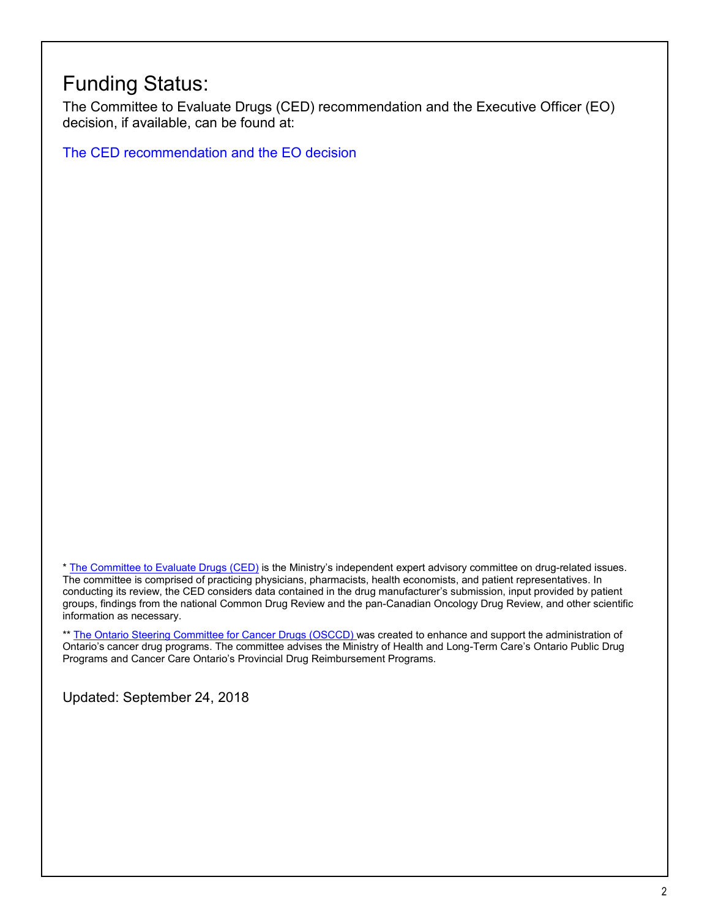# Funding Status:

The Committee to Evaluate Drugs (CED) recommendation and the Executive Officer (EO) decision, if available, can be found at:

The CED recommendation and the EO decision

* The Committee to Evaluate Drugs (CED) is the Ministry's independent expert advisory committee on drug-related issues. The committee is comprised of practicing physicians, pharmacists, health economists, and patient representatives. In conducting its review, the CED considers data contained in the drug manufacturer's submission, input provided by patient groups, findings from the national Common Drug Review and the pan-Canadian Oncology Drug Review, and other scientific information as necessary.

** The Ontario Steering Committee for Cancer Drugs (OSCCD) was created to enhance and support the administration of Ontario's cancer drug programs. The committee advises the Ministry of Health and Long-Term Care's Ontario Public Drug Programs and Cancer Care Ontario's Provincial Drug Reimbursement Programs.

Updated: September 24, 2018